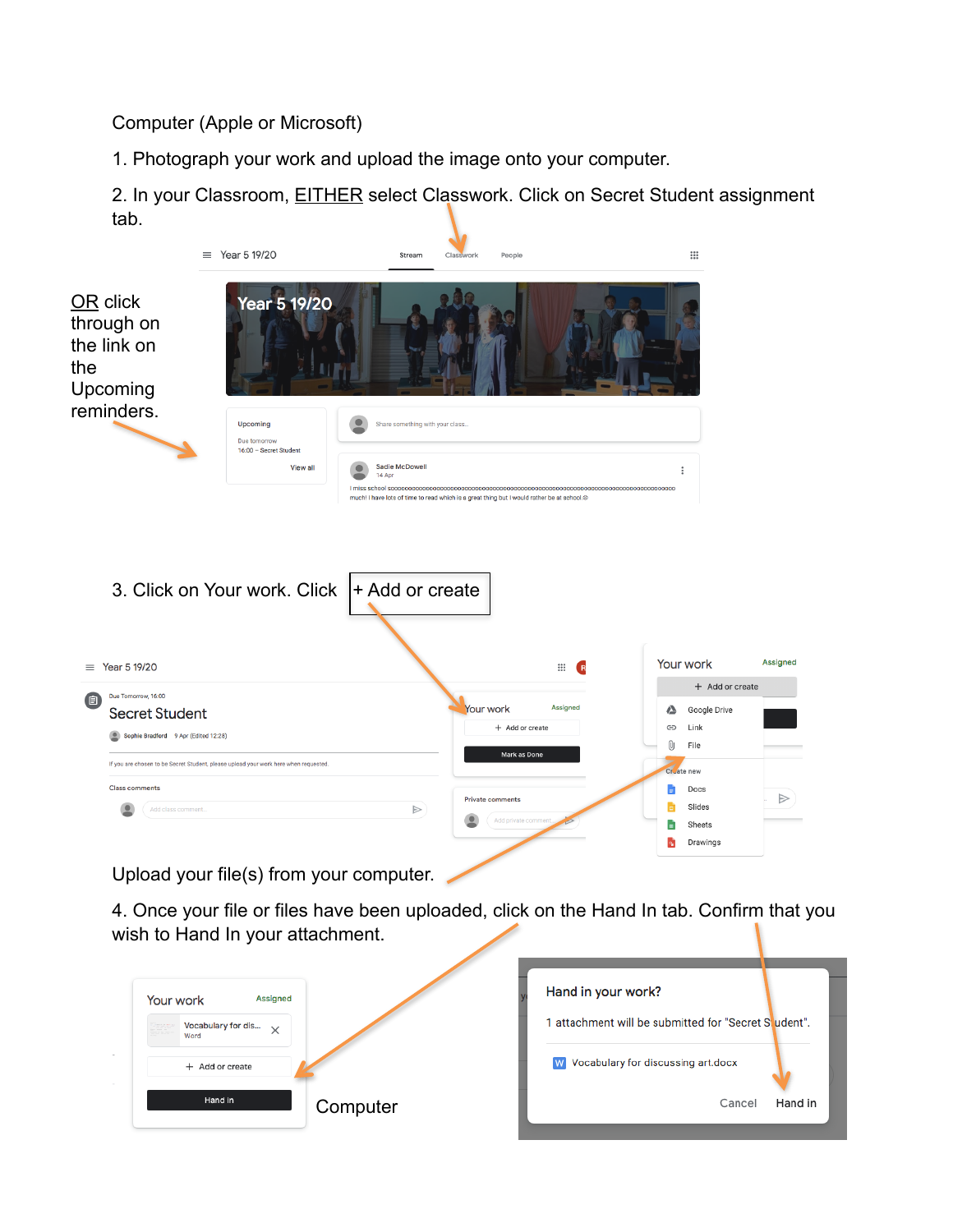Computer (Apple or Microsoft)

1. Photograph your work and upload the image onto your computer.

2. In your Classroom, EITHER select Classwork. Click on Secret Student assignment tab.

OR click through on the link on the Upcoming reminders.

3. Click on Your work. Click + Add or create

Upload your file(s) from your computer.

4. Once your file or files have been uploaded, click on the Hand In tab. Confirm that you wish to Hand In your attachment.

Computer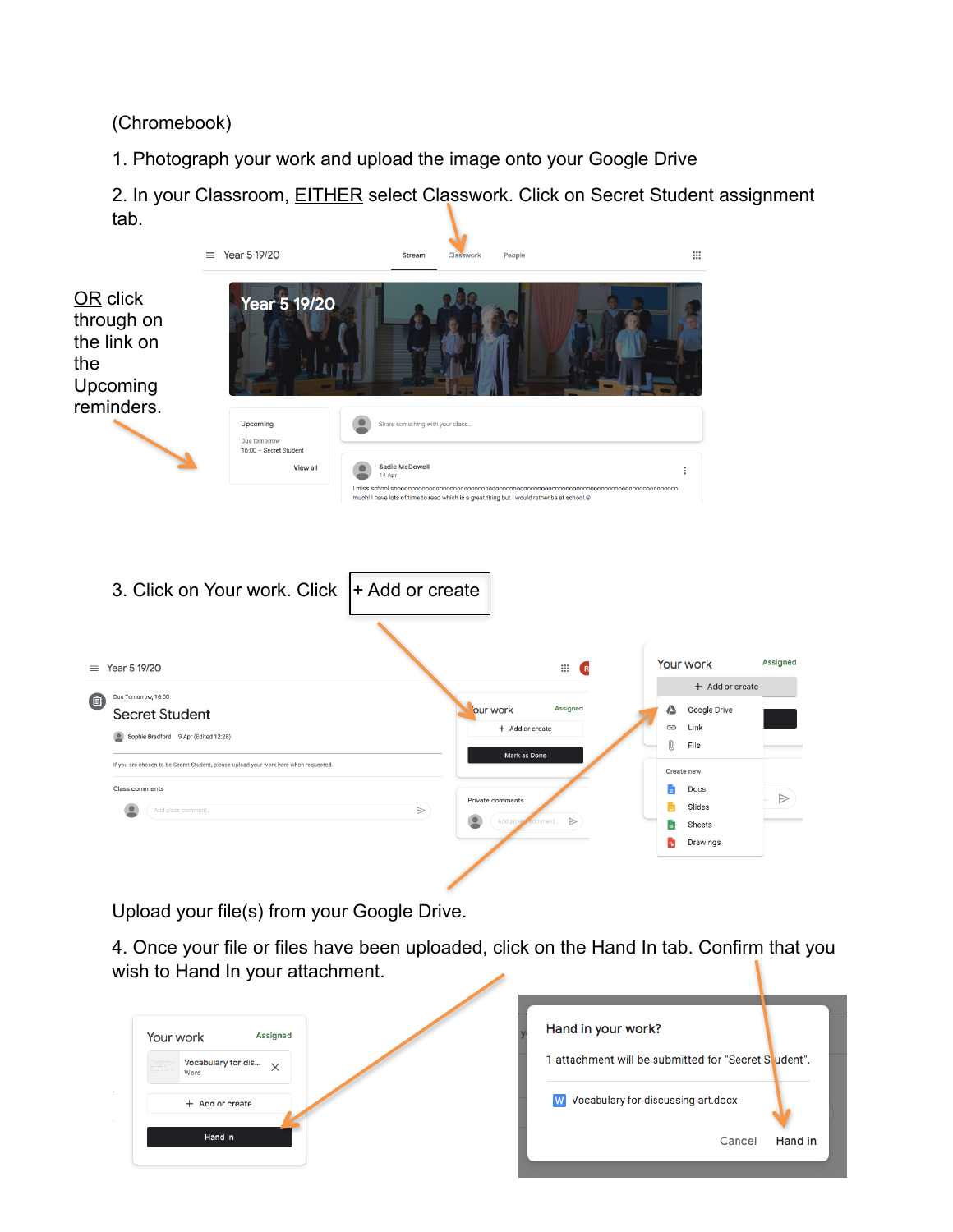(Chromebook)

1. Photograph your work and upload the image onto your Google Drive

2. In your Classroom, EITHER select Classwork. Click on Secret Student assignment tab.

OR click through on the link on the Upcoming reminders.

3. Click on Your work. Click + Add or create

Upload your file(s) from your Google Drive.

4. Once your file or files have been uploaded, click on the Hand In tab. Confirm that you wish to Hand In your attachment.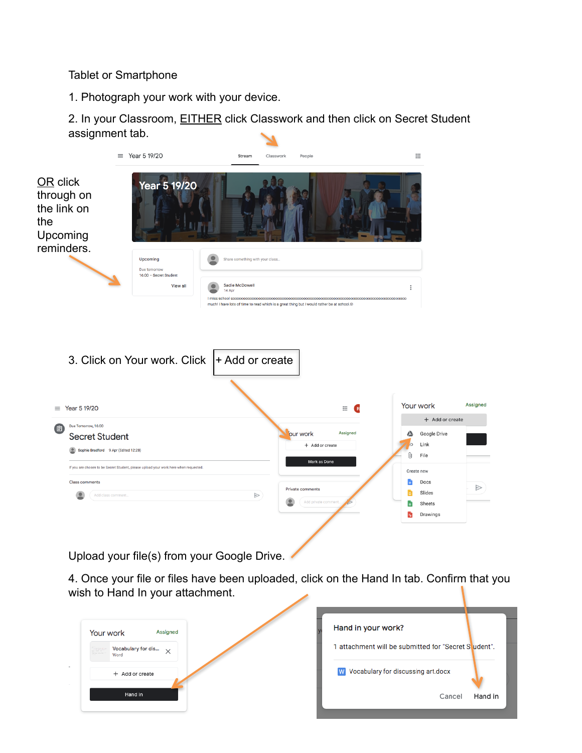Tablet or Smartphone

1. Photograph your work with your device.

2. In your Classroom, EITHER click Classwork and then click on Secret Student assignment tab.

OR click through on the link on the Upcoming reminders.

3. Click on Your work. Click + Add or create

Upload your file(s) from your Google Drive.

4. Once your file or files have been uploaded, click on the Hand In tab. Confirm that you wish to Hand In your attachment.